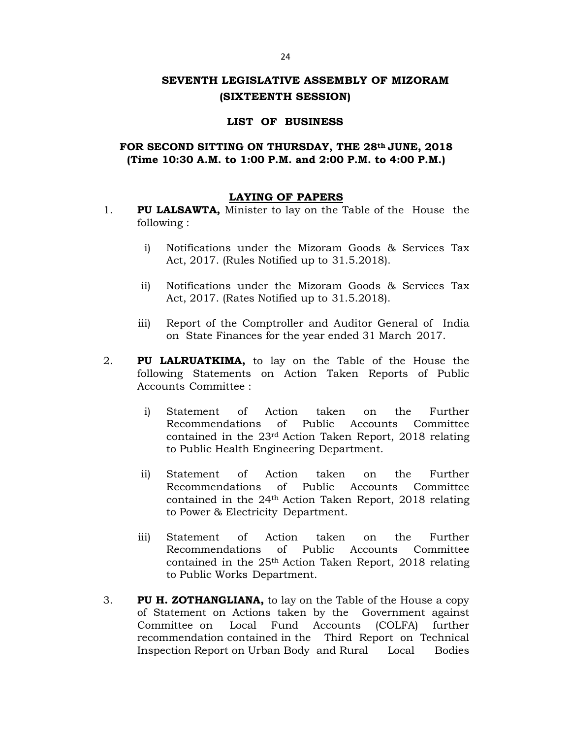# SEVENTH LEGISLATIVE ASSEMBLY OF MIZORAM
## (SIXTEENTH SESSION)

### LIST OF BUSINESS

### FOR SECOND SITTING ON THURSDAY, THE 28th JUNE, 2018
**(Time 10:30 A.M. to 1:00 P.M. and 2:00 P.M. to 4:00 P.M.)**

#### LAYING OF PAPERS

1. **PU LALSAWTA,** Minister to lay on the Table of the House the following :

   i) Notifications under the Mizoram Goods & Services Tax Act, 2017. (Rules Notified up to 31.5.2018).

   ii) Notifications under the Mizoram Goods & Services Tax Act, 2017. (Rates Notified up to 31.5.2018).

   iii) Report of the Comptroller and Auditor General of India on State Finances for the year ended 31 March 2017.

2. **PU LALRUATKIMA,** to lay on the Table of the House the following Statements on Action Taken Reports of Public Accounts Committee :

   i) Statement of Action taken on the Further Recommendations of Public Accounts Committee contained in the 23rd Action Taken Report, 2018 relating to Public Health Engineering Department.

   ii) Statement of Action taken on the Further Recommendations of Public Accounts Committee contained in the 24th Action Taken Report, 2018 relating to Power & Electricity Department.

   iii) Statement of Action taken on the Further Recommendations of Public Accounts Committee contained in the 25th Action Taken Report, 2018 relating to Public Works Department.

3. **PU H. ZOTHANGLIANA,** to lay on the Table of the House a copy of Statement on Actions taken by the Government against Committee on Local Fund Accounts (COLFA) further recommendation contained in the Third Report on Technical Inspection Report on Urban Body and Rural Local Bodies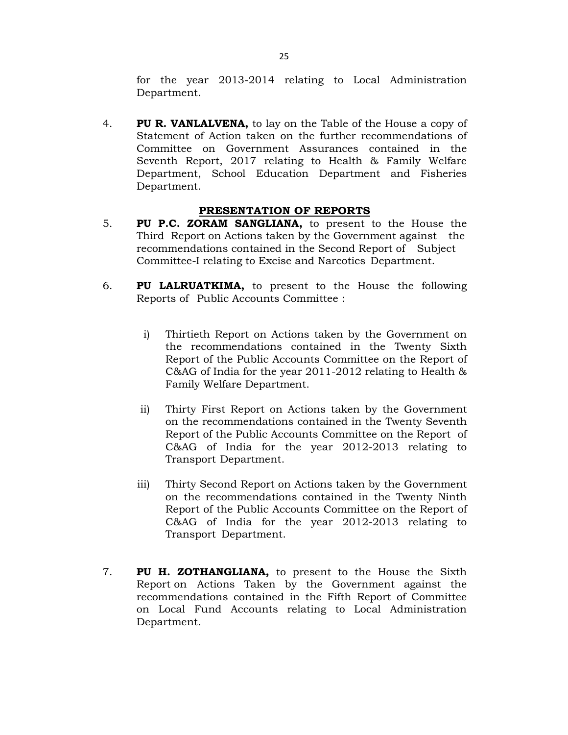for the year 2013-2014 relating to Local Administration Department.

4. **PU R. VANLALVENA,** to lay on the Table of the House a copy of Statement of Action taken on the further recommendations of Committee on Government Assurances contained in the Seventh Report, 2017 relating to Health & Family Welfare Department, School Education Department and Fisheries Department.

## PRESENTATION OF REPORTS

5. **PU P.C. ZORAM SANGLIANA,** to present to the House the Third Report on Actions taken by the Government against the recommendations contained in the Second Report of Subject Committee-I relating to Excise and Narcotics Department.

6. **PU LALRUATKIMA,** to present to the House the following Reports of Public Accounts Committee :

   i) Thirtieth Report on Actions taken by the Government on the recommendations contained in the Twenty Sixth Report of the Public Accounts Committee on the Report of C&AG of India for the year 2011-2012 relating to Health & Family Welfare Department.

   ii) Thirty First Report on Actions taken by the Government on the recommendations contained in the Twenty Seventh Report of the Public Accounts Committee on the Report of C&AG of India for the year 2012-2013 relating to Transport Department.

   iii) Thirty Second Report on Actions taken by the Government on the recommendations contained in the Twenty Ninth Report of the Public Accounts Committee on the Report of C&AG of India for the year 2012-2013 relating to Transport Department.

7. **PU H. ZOTHANGLIANA,** to present to the House the Sixth Report on Actions Taken by the Government against the recommendations contained in the Fifth Report of Committee on Local Fund Accounts relating to Local Administration Department.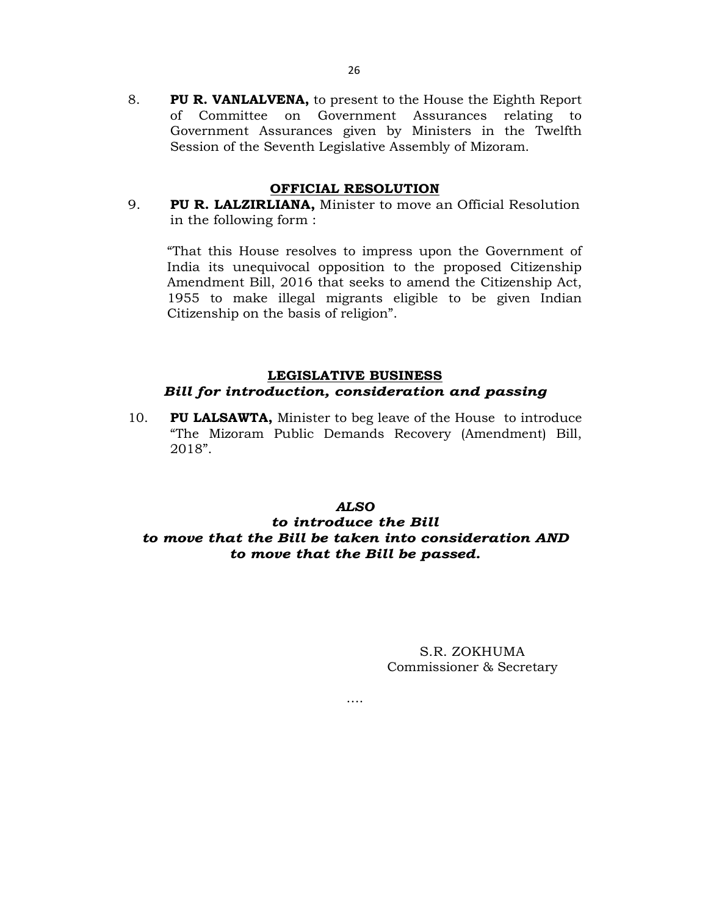8. **PU R. VANLALVENA,** to present to the House the Eighth Report of Committee on Government Assurances relating to Government Assurances given by Ministers in the Twelfth Session of the Seventh Legislative Assembly of Mizoram.

## OFFICIAL RESOLUTION

9. **PU R. LALZIRLIANA,** Minister to move an Official Resolution in the following form :

   "That this House resolves to impress upon the Government of India its unequivocal opposition to the proposed Citizenship Amendment Bill, 2016 that seeks to amend the Citizenship Act, 1955 to make illegal migrants eligible to be given Indian Citizenship on the basis of religion".

## LEGISLATIVE BUSINESS

***Bill for introduction, consideration and passing***

10. **PU LALSAWTA,** Minister to beg leave of the House to introduce "The Mizoram Public Demands Recovery (Amendment) Bill, 2018".

***ALSO***
***to introduce the Bill***
***to move that the Bill be taken into consideration AND***
***to move that the Bill be passed.***

S.R. ZOKHUMA
Commissioner & Secretary

….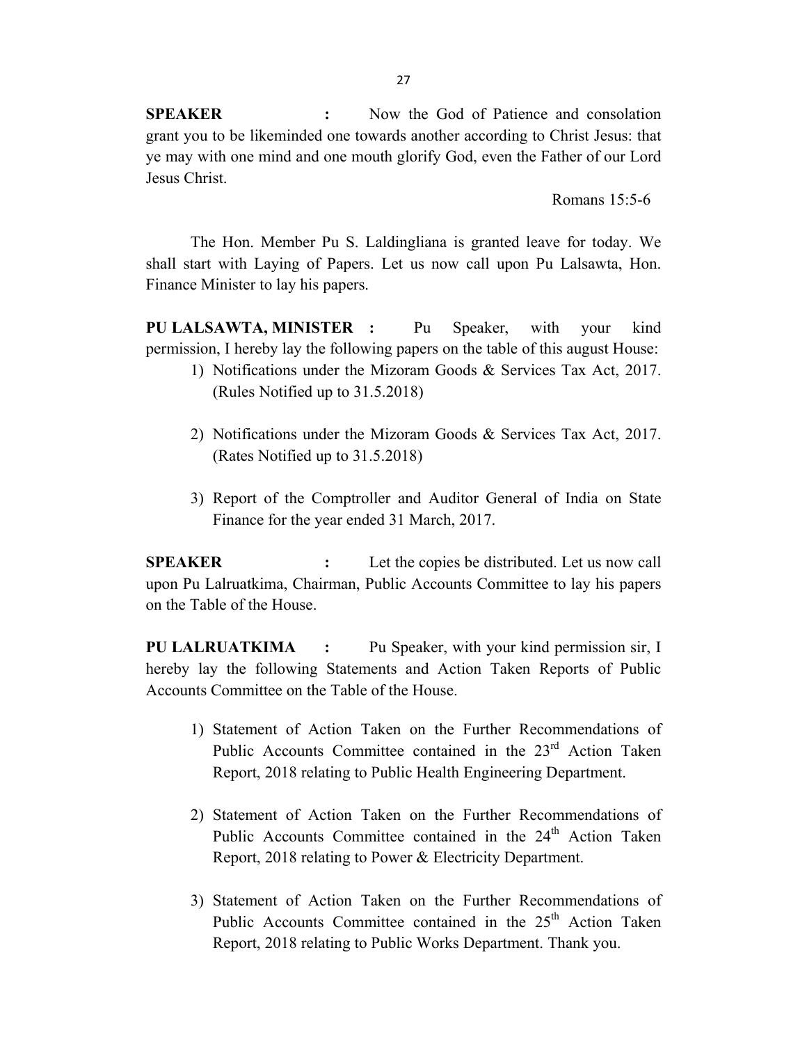**SPEAKER :** Now the God of Patience and consolation grant you to be likeminded one towards another according to Christ Jesus: that ye may with one mind and one mouth glorify God, even the Father of our Lord Jesus Christ.

Romans 15:5-6

The Hon. Member Pu S. Laldingliana is granted leave for today. We shall start with Laying of Papers. Let us now call upon Pu Lalsawta, Hon. Finance Minister to lay his papers.

**PU LALSAWTA, MINISTER :** Pu Speaker, with your kind permission, I hereby lay the following papers on the table of this august House:

1) Notifications under the Mizoram Goods & Services Tax Act, 2017. (Rules Notified up to 31.5.2018)

2) Notifications under the Mizoram Goods & Services Tax Act, 2017. (Rates Notified up to 31.5.2018)

3) Report of the Comptroller and Auditor General of India on State Finance for the year ended 31 March, 2017.

**SPEAKER :** Let the copies be distributed. Let us now call upon Pu Lalruatkima, Chairman, Public Accounts Committee to lay his papers on the Table of the House.

**PU LALRUATKIMA :** Pu Speaker, with your kind permission sir, I hereby lay the following Statements and Action Taken Reports of Public Accounts Committee on the Table of the House.

1) Statement of Action Taken on the Further Recommendations of Public Accounts Committee contained in the 23rd Action Taken Report, 2018 relating to Public Health Engineering Department.

2) Statement of Action Taken on the Further Recommendations of Public Accounts Committee contained in the 24th Action Taken Report, 2018 relating to Power & Electricity Department.

3) Statement of Action Taken on the Further Recommendations of Public Accounts Committee contained in the 25th Action Taken Report, 2018 relating to Public Works Department. Thank you.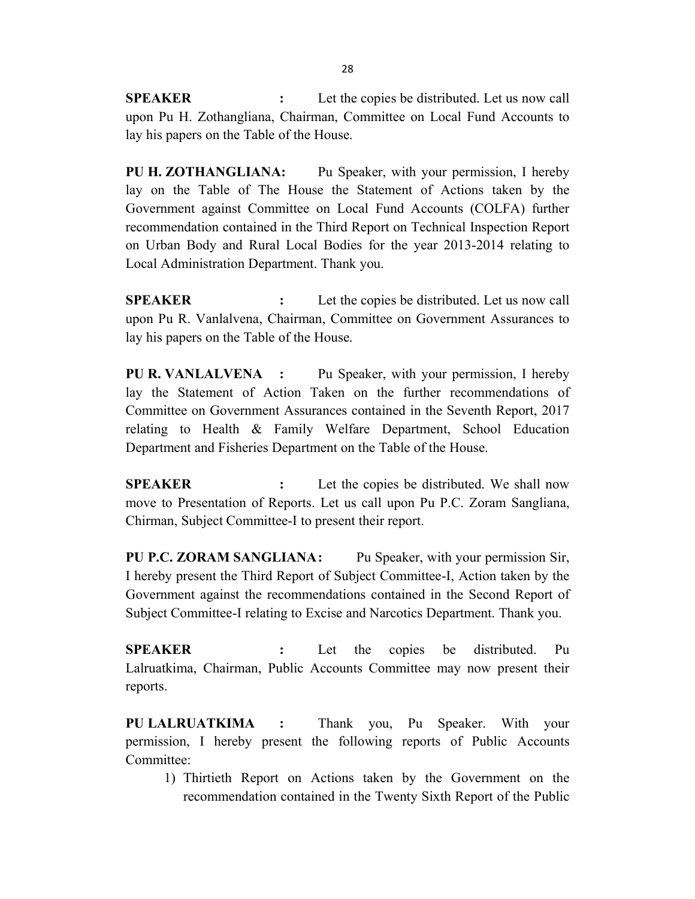**SPEAKER :** Let the copies be distributed. Let us now call upon Pu H. Zothangliana, Chairman, Committee on Local Fund Accounts to lay his papers on the Table of the House.

**PU H. ZOTHANGLIANA:** Pu Speaker, with your permission, I hereby lay on the Table of The House the Statement of Actions taken by the Government against Committee on Local Fund Accounts (COLFA) further recommendation contained in the Third Report on Technical Inspection Report on Urban Body and Rural Local Bodies for the year 2013-2014 relating to Local Administration Department. Thank you.

**SPEAKER :** Let the copies be distributed. Let us now call upon Pu R. Vanlalvena, Chairman, Committee on Government Assurances to lay his papers on the Table of the House.

**PU R. VANLALVENA :** Pu Speaker, with your permission, I hereby lay the Statement of Action Taken on the further recommendations of Committee on Government Assurances contained in the Seventh Report, 2017 relating to Health & Family Welfare Department, School Education Department and Fisheries Department on the Table of the House.

**SPEAKER :** Let the copies be distributed. We shall now move to Presentation of Reports. Let us call upon Pu P.C. Zoram Sangliana, Chirman, Subject Committee-I to present their report.

**PU P.C. ZORAM SANGLIANA:** Pu Speaker, with your permission Sir, I hereby present the Third Report of Subject Committee-I, Action taken by the Government against the recommendations contained in the Second Report of Subject Committee-I relating to Excise and Narcotics Department. Thank you.

**SPEAKER :** Let the copies be distributed. Pu Lalruatkima, Chairman, Public Accounts Committee may now present their reports.

**PU LALRUATKIMA :** Thank you, Pu Speaker. With your permission, I hereby present the following reports of Public Accounts Committee:

1) Thirtieth Report on Actions taken by the Government on the recommendation contained in the Twenty Sixth Report of the Public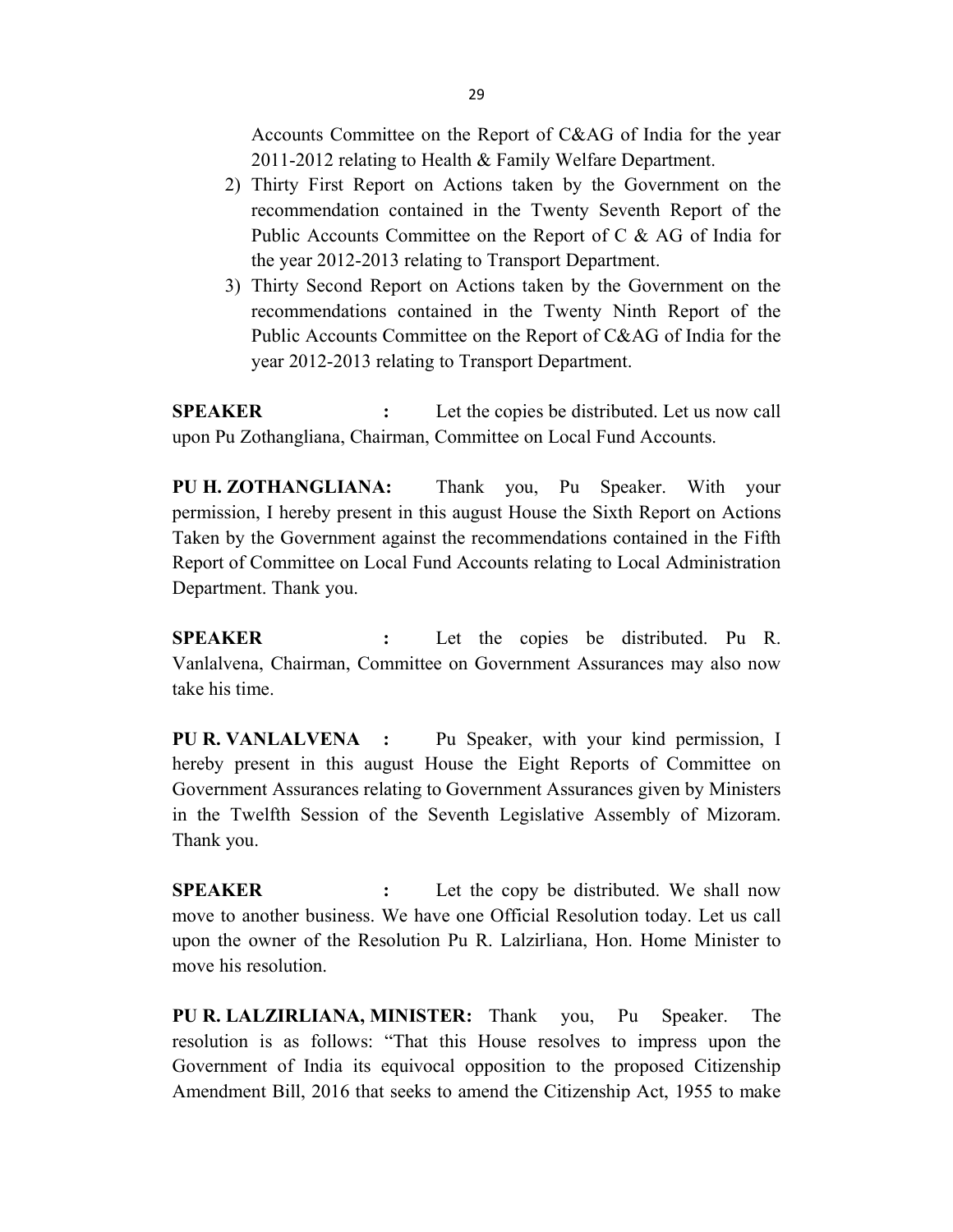Accounts Committee on the Report of C&AG of India for the year 2011-2012 relating to Health & Family Welfare Department.

2) Thirty First Report on Actions taken by the Government on the recommendation contained in the Twenty Seventh Report of the Public Accounts Committee on the Report of C & AG of India for the year 2012-2013 relating to Transport Department.
3) Thirty Second Report on Actions taken by the Government on the recommendations contained in the Twenty Ninth Report of the Public Accounts Committee on the Report of C&AG of India for the year 2012-2013 relating to Transport Department.

**SPEAKER :** Let the copies be distributed. Let us now call upon Pu Zothangliana, Chairman, Committee on Local Fund Accounts.

**PU H. ZOTHANGLIANA:** Thank you, Pu Speaker. With your permission, I hereby present in this august House the Sixth Report on Actions Taken by the Government against the recommendations contained in the Fifth Report of Committee on Local Fund Accounts relating to Local Administration Department. Thank you.

**SPEAKER :** Let the copies be distributed. Pu R. Vanlalvena, Chairman, Committee on Government Assurances may also now take his time.

**PU R. VANLALVENA :** Pu Speaker, with your kind permission, I hereby present in this august House the Eight Reports of Committee on Government Assurances relating to Government Assurances given by Ministers in the Twelfth Session of the Seventh Legislative Assembly of Mizoram. Thank you.

**SPEAKER :** Let the copy be distributed. We shall now move to another business. We have one Official Resolution today. Let us call upon the owner of the Resolution Pu R. Lalzirliana, Hon. Home Minister to move his resolution.

**PU R. LALZIRLIANA, MINISTER:** Thank you, Pu Speaker. The resolution is as follows: "That this House resolves to impress upon the Government of India its equivocal opposition to the proposed Citizenship Amendment Bill, 2016 that seeks to amend the Citizenship Act, 1955 to make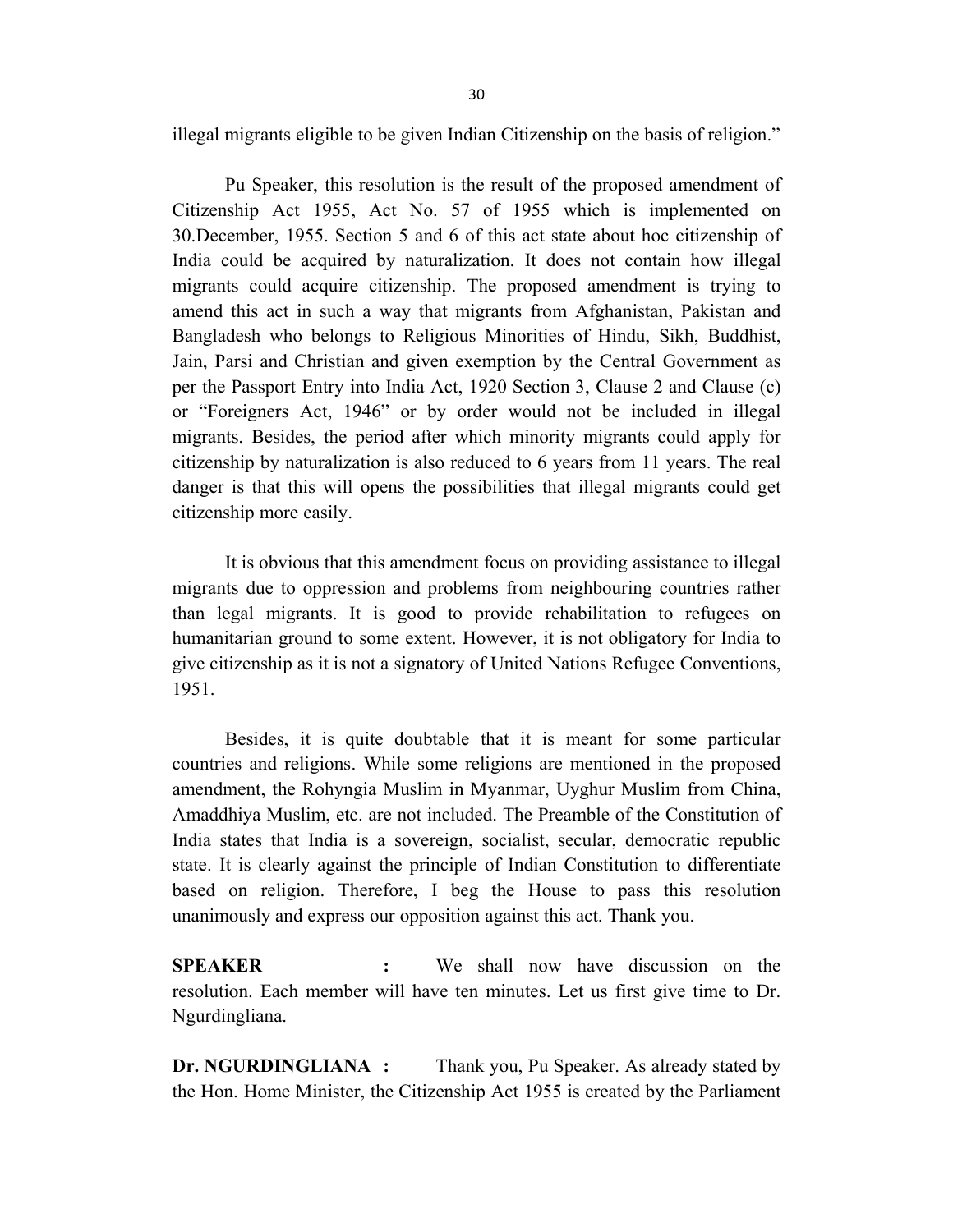illegal migrants eligible to be given Indian Citizenship on the basis of religion."

Pu Speaker, this resolution is the result of the proposed amendment of Citizenship Act 1955, Act No. 57 of 1955 which is implemented on 30.December, 1955. Section 5 and 6 of this act state about hoc citizenship of India could be acquired by naturalization. It does not contain how illegal migrants could acquire citizenship. The proposed amendment is trying to amend this act in such a way that migrants from Afghanistan, Pakistan and Bangladesh who belongs to Religious Minorities of Hindu, Sikh, Buddhist, Jain, Parsi and Christian and given exemption by the Central Government as per the Passport Entry into India Act, 1920 Section 3, Clause 2 and Clause (c) or "Foreigners Act, 1946" or by order would not be included in illegal migrants. Besides, the period after which minority migrants could apply for citizenship by naturalization is also reduced to 6 years from 11 years. The real danger is that this will opens the possibilities that illegal migrants could get citizenship more easily.

It is obvious that this amendment focus on providing assistance to illegal migrants due to oppression and problems from neighbouring countries rather than legal migrants. It is good to provide rehabilitation to refugees on humanitarian ground to some extent. However, it is not obligatory for India to give citizenship as it is not a signatory of United Nations Refugee Conventions, 1951.

Besides, it is quite doubtable that it is meant for some particular countries and religions. While some religions are mentioned in the proposed amendment, the Rohyngia Muslim in Myanmar, Uyghur Muslim from China, Amaddhiya Muslim, etc. are not included. The Preamble of the Constitution of India states that India is a sovereign, socialist, secular, democratic republic state. It is clearly against the principle of Indian Constitution to differentiate based on religion. Therefore, I beg the House to pass this resolution unanimously and express our opposition against this act. Thank you.

**SPEAKER :** We shall now have discussion on the resolution. Each member will have ten minutes. Let us first give time to Dr. Ngurdingliana.

**Dr. NGURDINGLIANA :** Thank you, Pu Speaker. As already stated by the Hon. Home Minister, the Citizenship Act 1955 is created by the Parliament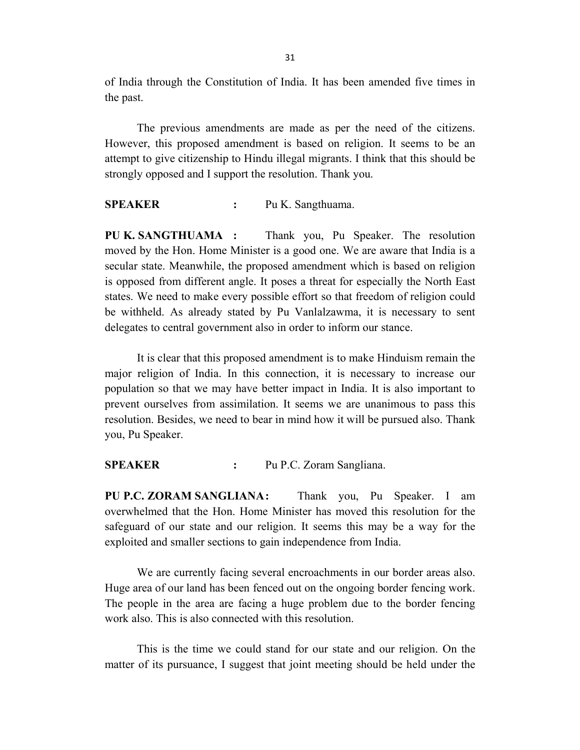of India through the Constitution of India. It has been amended five times in the past.

The previous amendments are made as per the need of the citizens. However, this proposed amendment is based on religion. It seems to be an attempt to give citizenship to Hindu illegal migrants. I think that this should be strongly opposed and I support the resolution. Thank you.

**SPEAKER :** Pu K. Sangthuama.

**PU K. SANGTHUAMA :** Thank you, Pu Speaker. The resolution moved by the Hon. Home Minister is a good one. We are aware that India is a secular state. Meanwhile, the proposed amendment which is based on religion is opposed from different angle. It poses a threat for especially the North East states. We need to make every possible effort so that freedom of religion could be withheld. As already stated by Pu Vanlalzawma, it is necessary to sent delegates to central government also in order to inform our stance.

It is clear that this proposed amendment is to make Hinduism remain the major religion of India. In this connection, it is necessary to increase our population so that we may have better impact in India. It is also important to prevent ourselves from assimilation. It seems we are unanimous to pass this resolution. Besides, we need to bear in mind how it will be pursued also. Thank you, Pu Speaker.

**SPEAKER :** Pu P.C. Zoram Sangliana.

**PU P.C. ZORAM SANGLIANA :** Thank you, Pu Speaker. I am overwhelmed that the Hon. Home Minister has moved this resolution for the safeguard of our state and our religion. It seems this may be a way for the exploited and smaller sections to gain independence from India.

We are currently facing several encroachments in our border areas also. Huge area of our land has been fenced out on the ongoing border fencing work. The people in the area are facing a huge problem due to the border fencing work also. This is also connected with this resolution.

This is the time we could stand for our state and our religion. On the matter of its pursuance, I suggest that joint meeting should be held under the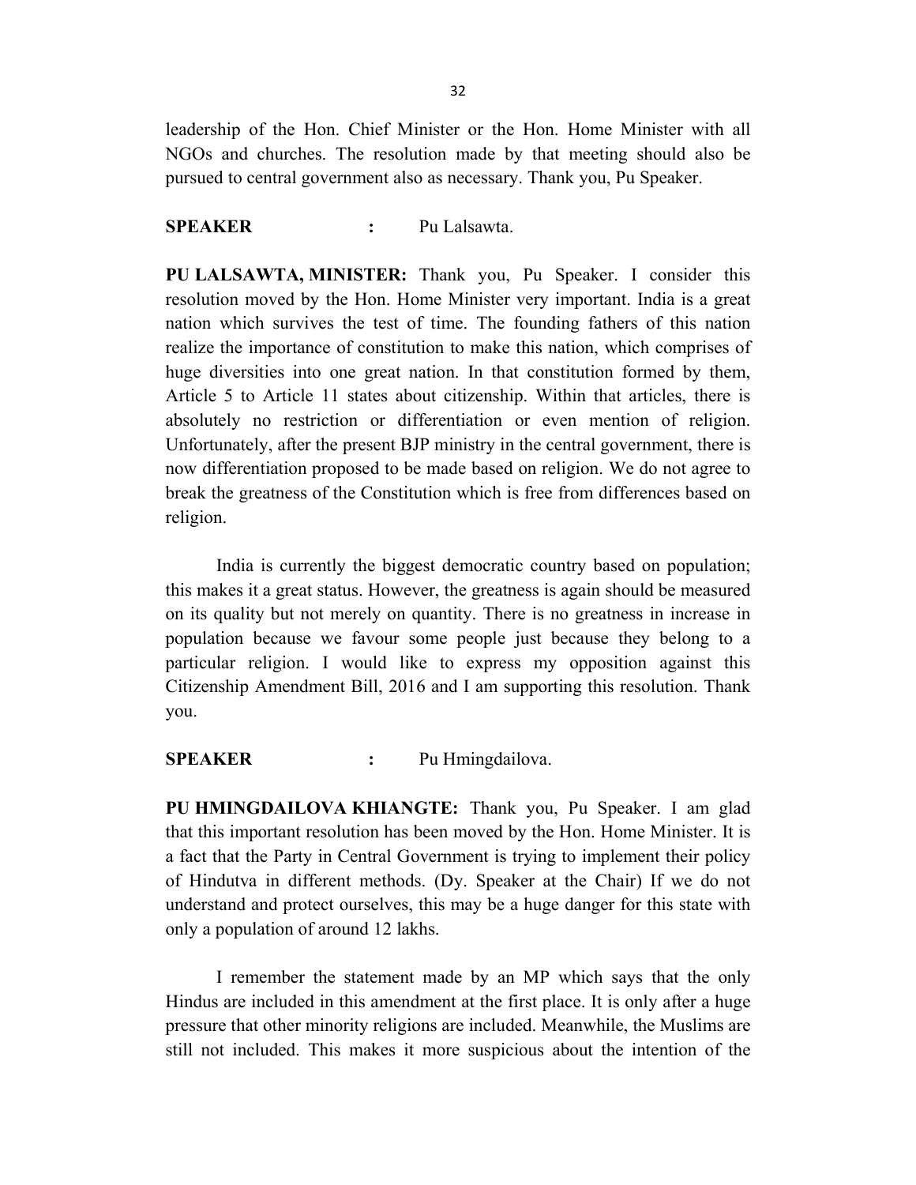leadership of the Hon. Chief Minister or the Hon. Home Minister with all NGOs and churches. The resolution made by that meeting should also be pursued to central government also as necessary. Thank you, Pu Speaker.

**SPEAKER** : Pu Lalsawta.

**PU LALSAWTA, MINISTER:** Thank you, Pu Speaker. I consider this resolution moved by the Hon. Home Minister very important. India is a great nation which survives the test of time. The founding fathers of this nation realize the importance of constitution to make this nation, which comprises of huge diversities into one great nation. In that constitution formed by them, Article 5 to Article 11 states about citizenship. Within that articles, there is absolutely no restriction or differentiation or even mention of religion. Unfortunately, after the present BJP ministry in the central government, there is now differentiation proposed to be made based on religion. We do not agree to break the greatness of the Constitution which is free from differences based on religion.

India is currently the biggest democratic country based on population; this makes it a great status. However, the greatness is again should be measured on its quality but not merely on quantity. There is no greatness in increase in population because we favour some people just because they belong to a particular religion. I would like to express my opposition against this Citizenship Amendment Bill, 2016 and I am supporting this resolution. Thank you.

**SPEAKER** : Pu Hmingdailova.

**PU HMINGDAILOVA KHIANGTE:** Thank you, Pu Speaker. I am glad that this important resolution has been moved by the Hon. Home Minister. It is a fact that the Party in Central Government is trying to implement their policy of Hindutva in different methods. (Dy. Speaker at the Chair) If we do not understand and protect ourselves, this may be a huge danger for this state with only a population of around 12 lakhs.

I remember the statement made by an MP which says that the only Hindus are included in this amendment at the first place. It is only after a huge pressure that other minority religions are included. Meanwhile, the Muslims are still not included. This makes it more suspicious about the intention of the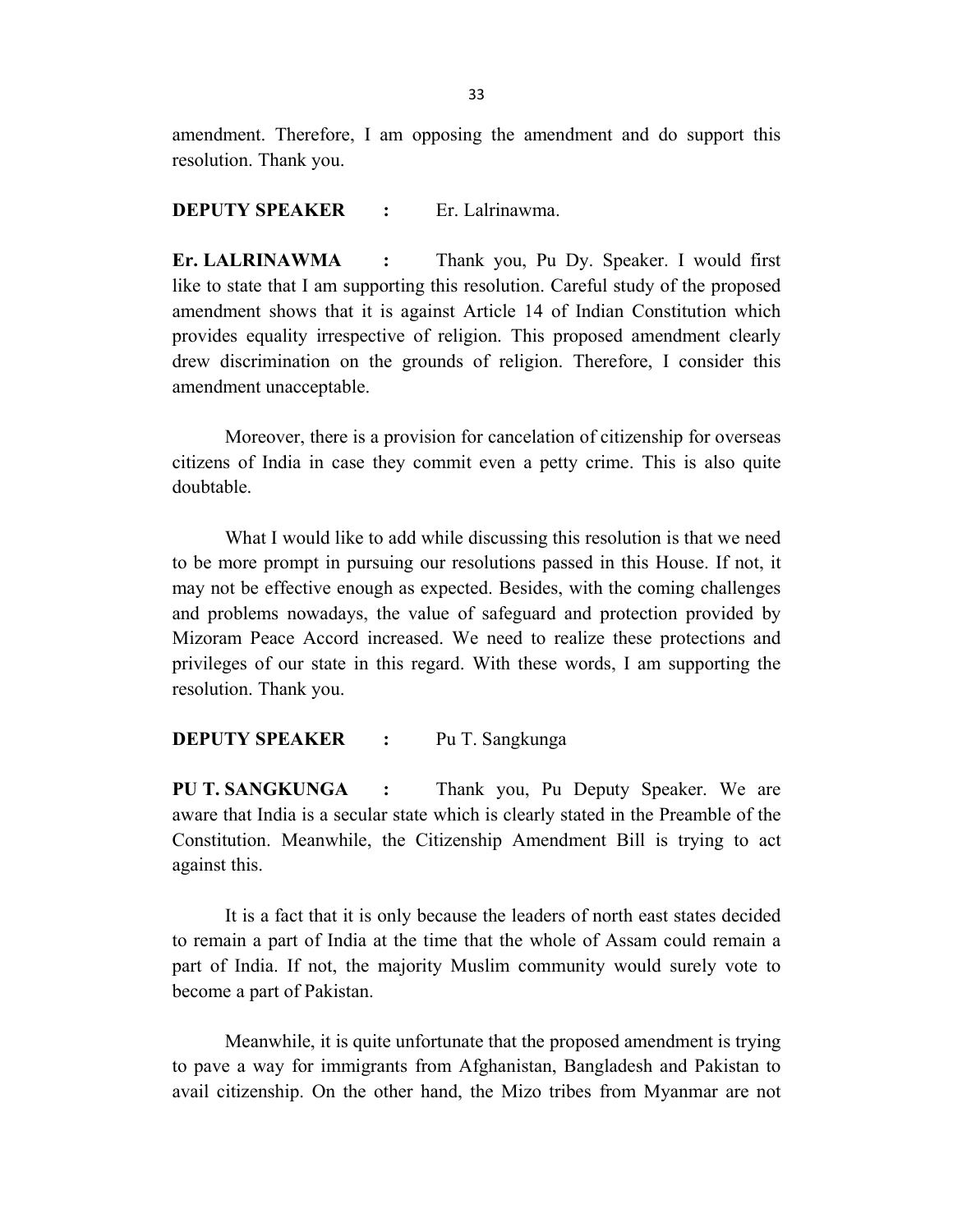amendment. Therefore, I am opposing the amendment and do support this resolution. Thank you.

**DEPUTY SPEAKER :** Er. Lalrinawma.

**Er. LALRINAWMA :** Thank you, Pu Dy. Speaker. I would first like to state that I am supporting this resolution. Careful study of the proposed amendment shows that it is against Article 14 of Indian Constitution which provides equality irrespective of religion. This proposed amendment clearly drew discrimination on the grounds of religion. Therefore, I consider this amendment unacceptable.

Moreover, there is a provision for cancelation of citizenship for overseas citizens of India in case they commit even a petty crime. This is also quite doubtable.

What I would like to add while discussing this resolution is that we need to be more prompt in pursuing our resolutions passed in this House. If not, it may not be effective enough as expected. Besides, with the coming challenges and problems nowadays, the value of safeguard and protection provided by Mizoram Peace Accord increased. We need to realize these protections and privileges of our state in this regard. With these words, I am supporting the resolution. Thank you.

**DEPUTY SPEAKER :** Pu T. Sangkunga

**PU T. SANGKUNGA :** Thank you, Pu Deputy Speaker. We are aware that India is a secular state which is clearly stated in the Preamble of the Constitution. Meanwhile, the Citizenship Amendment Bill is trying to act against this.

It is a fact that it is only because the leaders of north east states decided to remain a part of India at the time that the whole of Assam could remain a part of India. If not, the majority Muslim community would surely vote to become a part of Pakistan.

Meanwhile, it is quite unfortunate that the proposed amendment is trying to pave a way for immigrants from Afghanistan, Bangladesh and Pakistan to avail citizenship. On the other hand, the Mizo tribes from Myanmar are not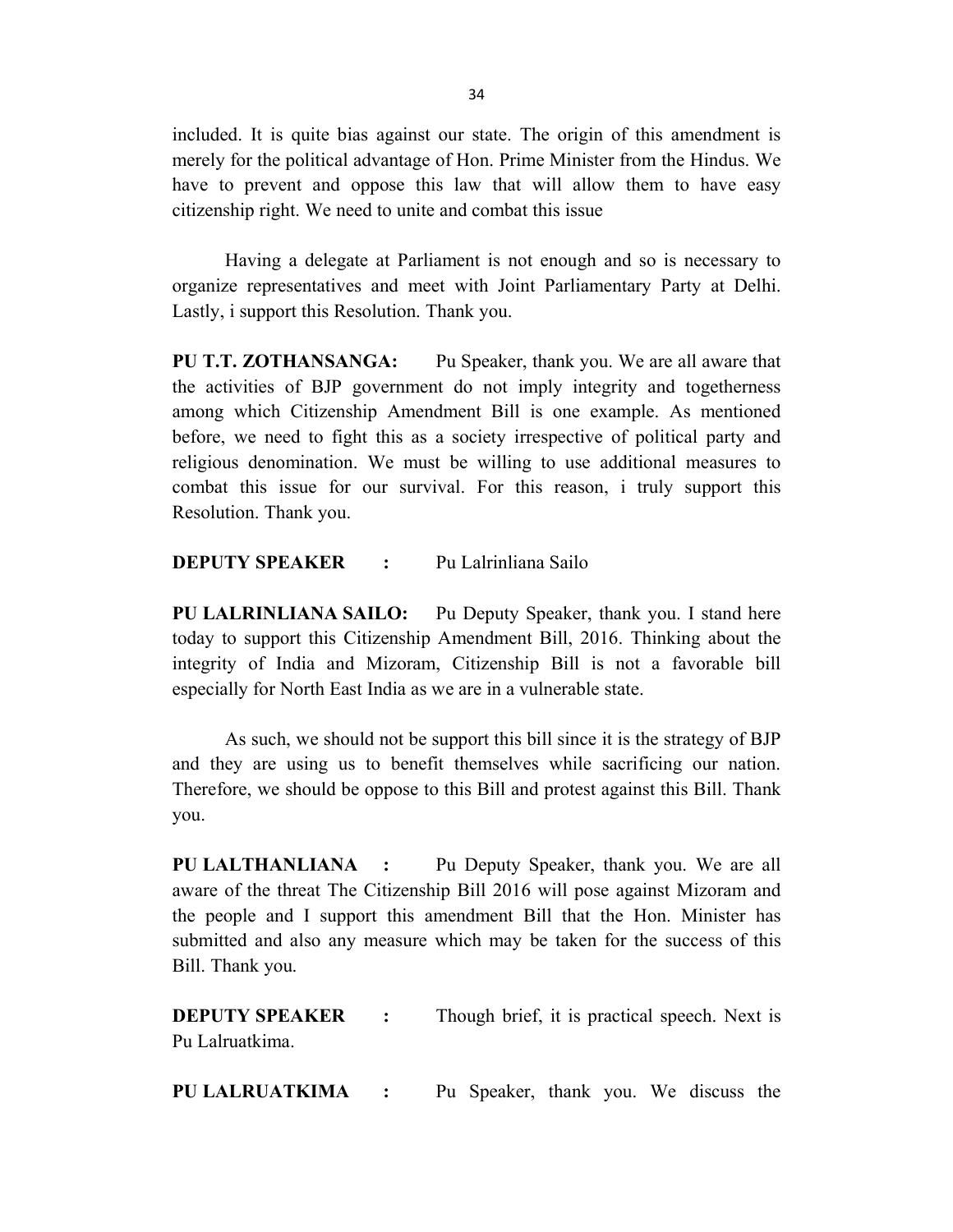included. It is quite bias against our state. The origin of this amendment is merely for the political advantage of Hon. Prime Minister from the Hindus. We have to prevent and oppose this law that will allow them to have easy citizenship right. We need to unite and combat this issue

Having a delegate at Parliament is not enough and so is necessary to organize representatives and meet with Joint Parliamentary Party at Delhi. Lastly, i support this Resolution. Thank you.

**PU T.T. ZOTHANSANGA:** Pu Speaker, thank you. We are all aware that the activities of BJP government do not imply integrity and togetherness among which Citizenship Amendment Bill is one example. As mentioned before, we need to fight this as a society irrespective of political party and religious denomination. We must be willing to use additional measures to combat this issue for our survival. For this reason, i truly support this Resolution. Thank you.

**DEPUTY SPEAKER :** Pu Lalrinliana Sailo

**PU LALRINLIANA SAILO:** Pu Deputy Speaker, thank you. I stand here today to support this Citizenship Amendment Bill, 2016. Thinking about the integrity of India and Mizoram, Citizenship Bill is not a favorable bill especially for North East India as we are in a vulnerable state.

As such, we should not be support this bill since it is the strategy of BJP and they are using us to benefit themselves while sacrificing our nation. Therefore, we should be oppose to this Bill and protest against this Bill. Thank you.

**PU LALTHANLIANA :** Pu Deputy Speaker, thank you. We are all aware of the threat The Citizenship Bill 2016 will pose against Mizoram and the people and I support this amendment Bill that the Hon. Minister has submitted and also any measure which may be taken for the success of this Bill. Thank you.

**DEPUTY SPEAKER :** Though brief, it is practical speech. Next is Pu Lalruatkima.

**PU LALRUATKIMA :** Pu Speaker, thank you. We discuss the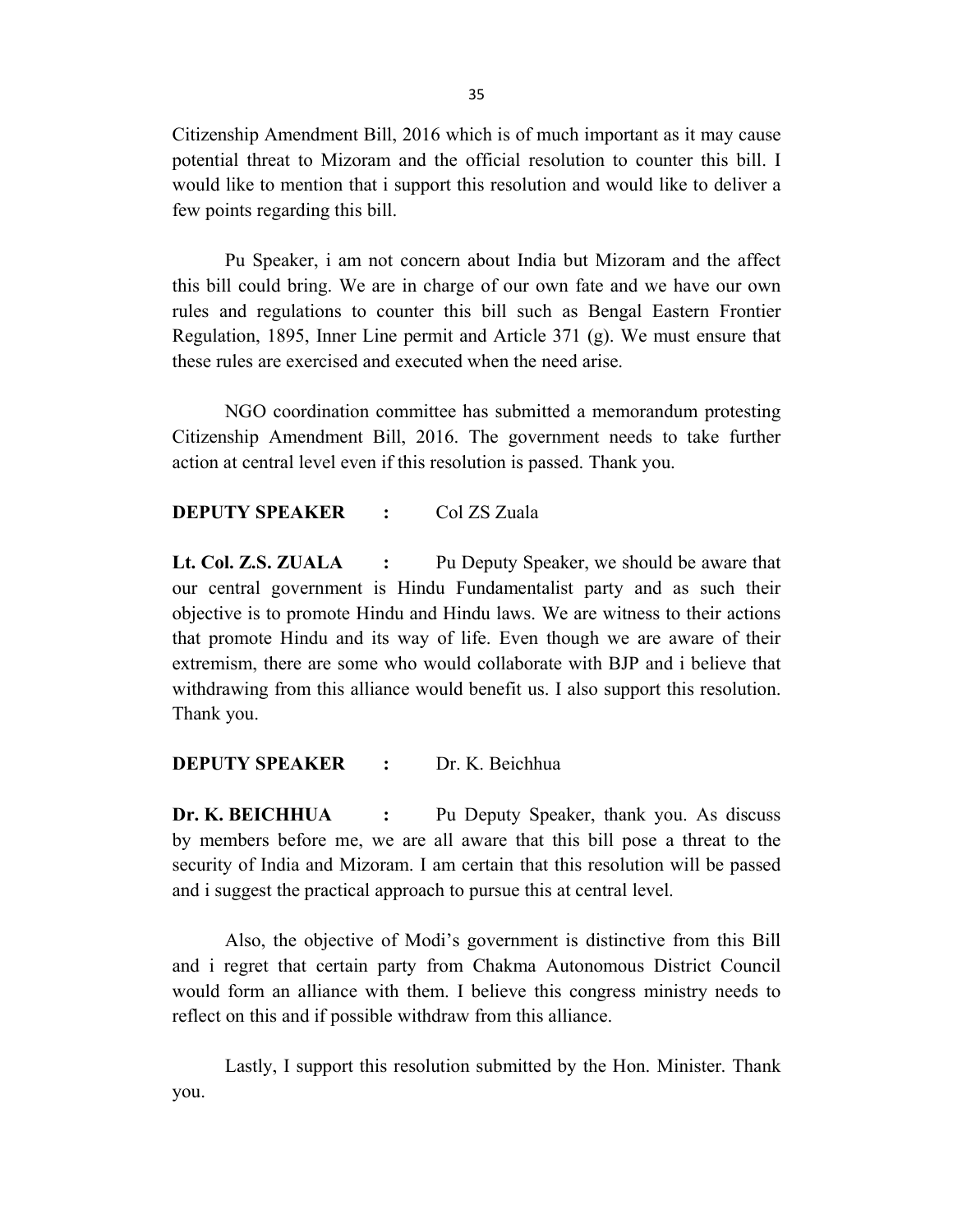Citizenship Amendment Bill, 2016 which is of much important as it may cause potential threat to Mizoram and the official resolution to counter this bill. I would like to mention that i support this resolution and would like to deliver a few points regarding this bill.

Pu Speaker, i am not concern about India but Mizoram and the affect this bill could bring. We are in charge of our own fate and we have our own rules and regulations to counter this bill such as Bengal Eastern Frontier Regulation, 1895, Inner Line permit and Article 371 (g). We must ensure that these rules are exercised and executed when the need arise.

NGO coordination committee has submitted a memorandum protesting Citizenship Amendment Bill, 2016. The government needs to take further action at central level even if this resolution is passed. Thank you.

**DEPUTY SPEAKER :** Col ZS Zuala

**Lt. Col. Z.S. ZUALA :** Pu Deputy Speaker, we should be aware that our central government is Hindu Fundamentalist party and as such their objective is to promote Hindu and Hindu laws. We are witness to their actions that promote Hindu and its way of life. Even though we are aware of their extremism, there are some who would collaborate with BJP and i believe that withdrawing from this alliance would benefit us. I also support this resolution. Thank you.

**DEPUTY SPEAKER :** Dr. K. Beichhua

**Dr. K. BEICHHUA :** Pu Deputy Speaker, thank you. As discuss by members before me, we are all aware that this bill pose a threat to the security of India and Mizoram. I am certain that this resolution will be passed and i suggest the practical approach to pursue this at central level.

Also, the objective of Modi's government is distinctive from this Bill and i regret that certain party from Chakma Autonomous District Council would form an alliance with them. I believe this congress ministry needs to reflect on this and if possible withdraw from this alliance.

Lastly, I support this resolution submitted by the Hon. Minister. Thank you.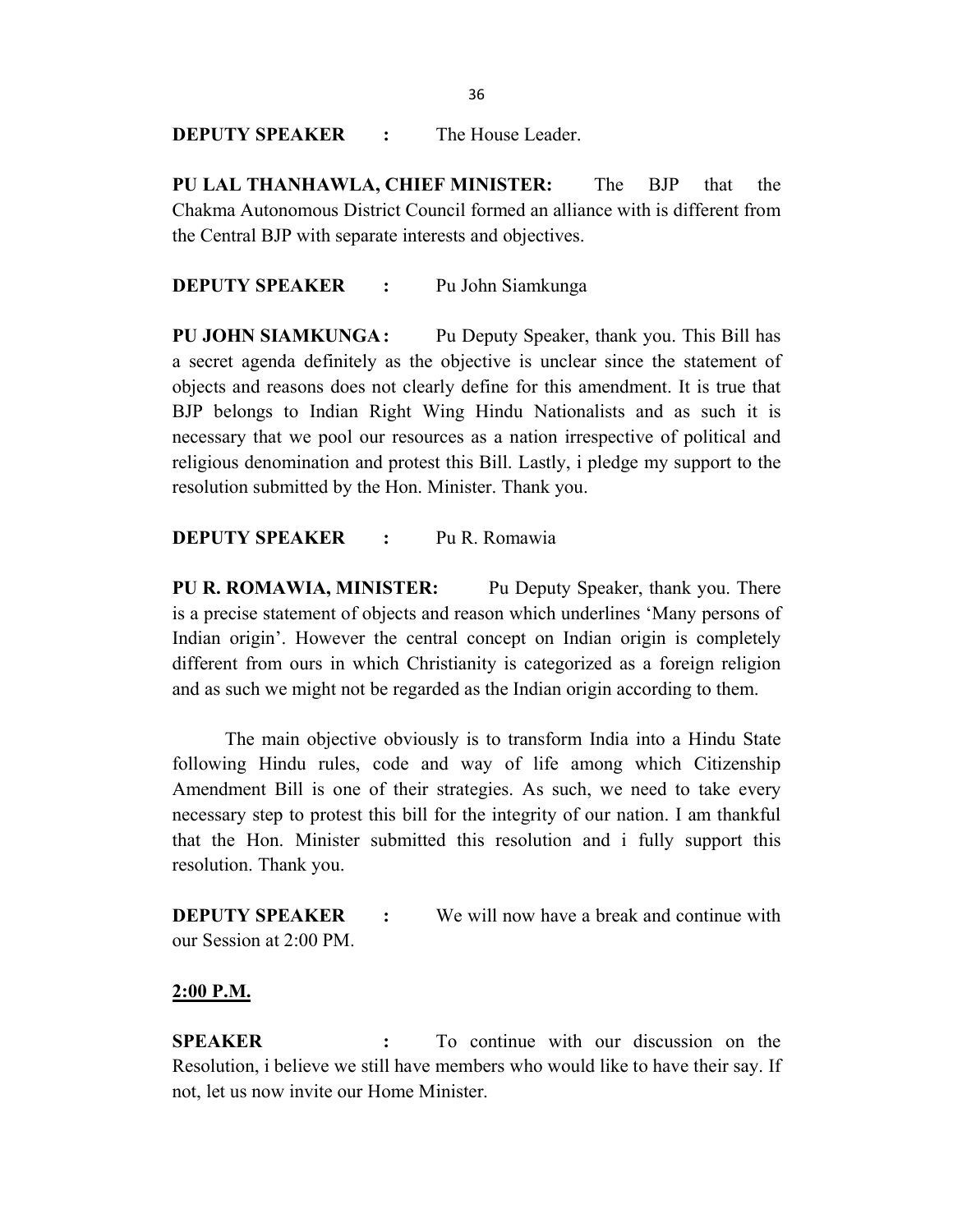**DEPUTY SPEAKER :** The House Leader.

**PU LAL THANHAWLA, CHIEF MINISTER:** The BJP that the Chakma Autonomous District Council formed an alliance with is different from the Central BJP with separate interests and objectives.

**DEPUTY SPEAKER :** Pu John Siamkunga

**PU JOHN SIAMKUNGA :** Pu Deputy Speaker, thank you. This Bill has a secret agenda definitely as the objective is unclear since the statement of objects and reasons does not clearly define for this amendment. It is true that BJP belongs to Indian Right Wing Hindu Nationalists and as such it is necessary that we pool our resources as a nation irrespective of political and religious denomination and protest this Bill. Lastly, i pledge my support to the resolution submitted by the Hon. Minister. Thank you.

**DEPUTY SPEAKER :** Pu R. Romawia

**PU R. ROMAWIA, MINISTER:** Pu Deputy Speaker, thank you. There is a precise statement of objects and reason which underlines 'Many persons of Indian origin'. However the central concept on Indian origin is completely different from ours in which Christianity is categorized as a foreign religion and as such we might not be regarded as the Indian origin according to them.

The main objective obviously is to transform India into a Hindu State following Hindu rules, code and way of life among which Citizenship Amendment Bill is one of their strategies. As such, we need to take every necessary step to protest this bill for the integrity of our nation. I am thankful that the Hon. Minister submitted this resolution and i fully support this resolution. Thank you.

**DEPUTY SPEAKER :** We will now have a break and continue with our Session at 2:00 PM.

**2:00 P.M.**

**SPEAKER :** To continue with our discussion on the Resolution, i believe we still have members who would like to have their say. If not, let us now invite our Home Minister.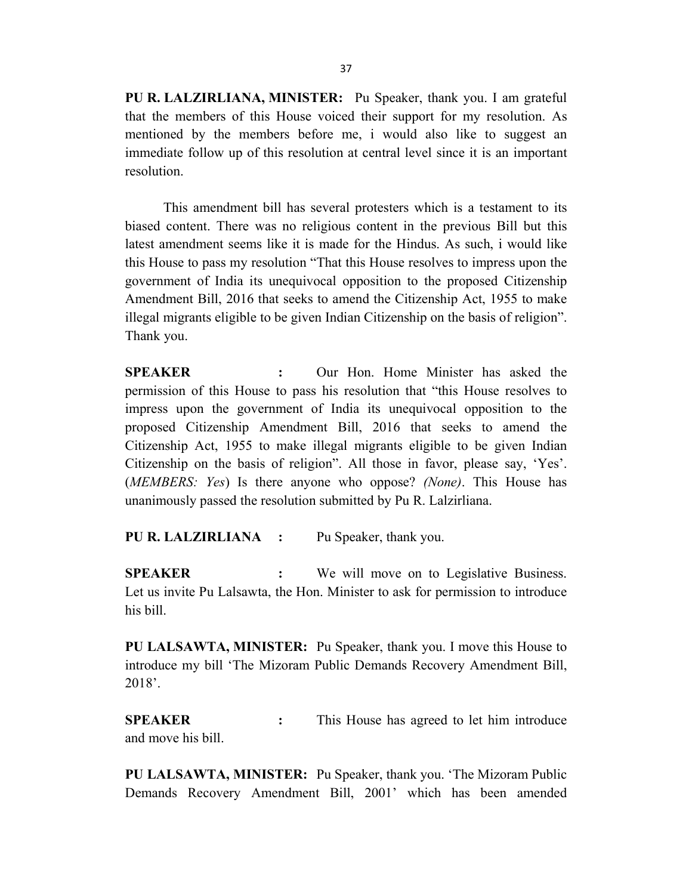**PU R. LALZIRLIANA, MINISTER:** Pu Speaker, thank you. I am grateful that the members of this House voiced their support for my resolution. As mentioned by the members before me, i would also like to suggest an immediate follow up of this resolution at central level since it is an important resolution.

This amendment bill has several protesters which is a testament to its biased content. There was no religious content in the previous Bill but this latest amendment seems like it is made for the Hindus. As such, i would like this House to pass my resolution "That this House resolves to impress upon the government of India its unequivocal opposition to the proposed Citizenship Amendment Bill, 2016 that seeks to amend the Citizenship Act, 1955 to make illegal migrants eligible to be given Indian Citizenship on the basis of religion". Thank you.

**SPEAKER :** Our Hon. Home Minister has asked the permission of this House to pass his resolution that "this House resolves to impress upon the government of India its unequivocal opposition to the proposed Citizenship Amendment Bill, 2016 that seeks to amend the Citizenship Act, 1955 to make illegal migrants eligible to be given Indian Citizenship on the basis of religion". All those in favor, please say, 'Yes'. (*MEMBERS: Yes*) Is there anyone who oppose? *(None)*. This House has unanimously passed the resolution submitted by Pu R. Lalzirliana.

**PU R. LALZIRLIANA :** Pu Speaker, thank you.

**SPEAKER :** We will move on to Legislative Business. Let us invite Pu Lalsawta, the Hon. Minister to ask for permission to introduce his bill.

**PU LALSAWTA, MINISTER:** Pu Speaker, thank you. I move this House to introduce my bill 'The Mizoram Public Demands Recovery Amendment Bill, 2018'.

**SPEAKER :** This House has agreed to let him introduce and move his bill.

**PU LALSAWTA, MINISTER:** Pu Speaker, thank you. 'The Mizoram Public Demands Recovery Amendment Bill, 2001' which has been amended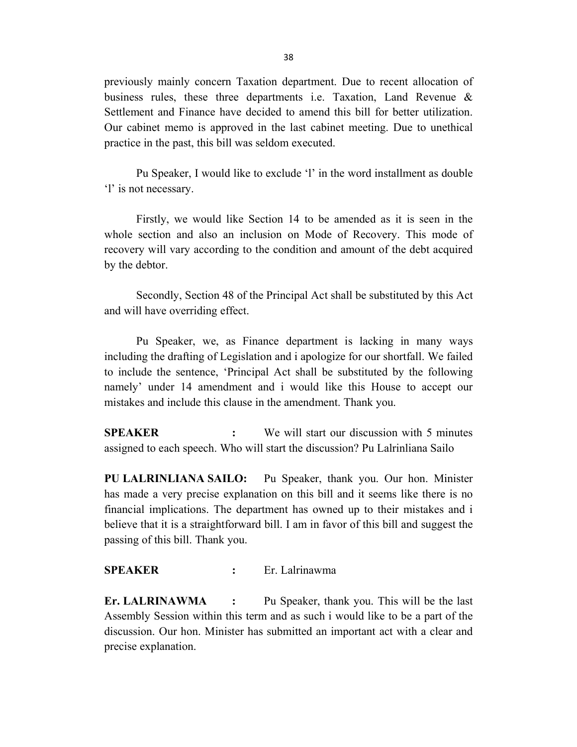previously mainly concern Taxation department. Due to recent allocation of business rules, these three departments i.e. Taxation, Land Revenue & Settlement and Finance have decided to amend this bill for better utilization. Our cabinet memo is approved in the last cabinet meeting. Due to unethical practice in the past, this bill was seldom executed.

Pu Speaker, I would like to exclude 'l' in the word installment as double 'l' is not necessary.

Firstly, we would like Section 14 to be amended as it is seen in the whole section and also an inclusion on Mode of Recovery. This mode of recovery will vary according to the condition and amount of the debt acquired by the debtor.

Secondly, Section 48 of the Principal Act shall be substituted by this Act and will have overriding effect.

Pu Speaker, we, as Finance department is lacking in many ways including the drafting of Legislation and i apologize for our shortfall. We failed to include the sentence, 'Principal Act shall be substituted by the following namely' under 14 amendment and i would like this House to accept our mistakes and include this clause in the amendment. Thank you.

**SPEAKER :** We will start our discussion with 5 minutes assigned to each speech. Who will start the discussion? Pu Lalrinliana Sailo

**PU LALRINLIANA SAILO:** Pu Speaker, thank you. Our hon. Minister has made a very precise explanation on this bill and it seems like there is no financial implications. The department has owned up to their mistakes and i believe that it is a straightforward bill. I am in favor of this bill and suggest the passing of this bill. Thank you.

**SPEAKER :** Er. Lalrinawma

**Er. LALRINAWMA :** Pu Speaker, thank you. This will be the last Assembly Session within this term and as such i would like to be a part of the discussion. Our hon. Minister has submitted an important act with a clear and precise explanation.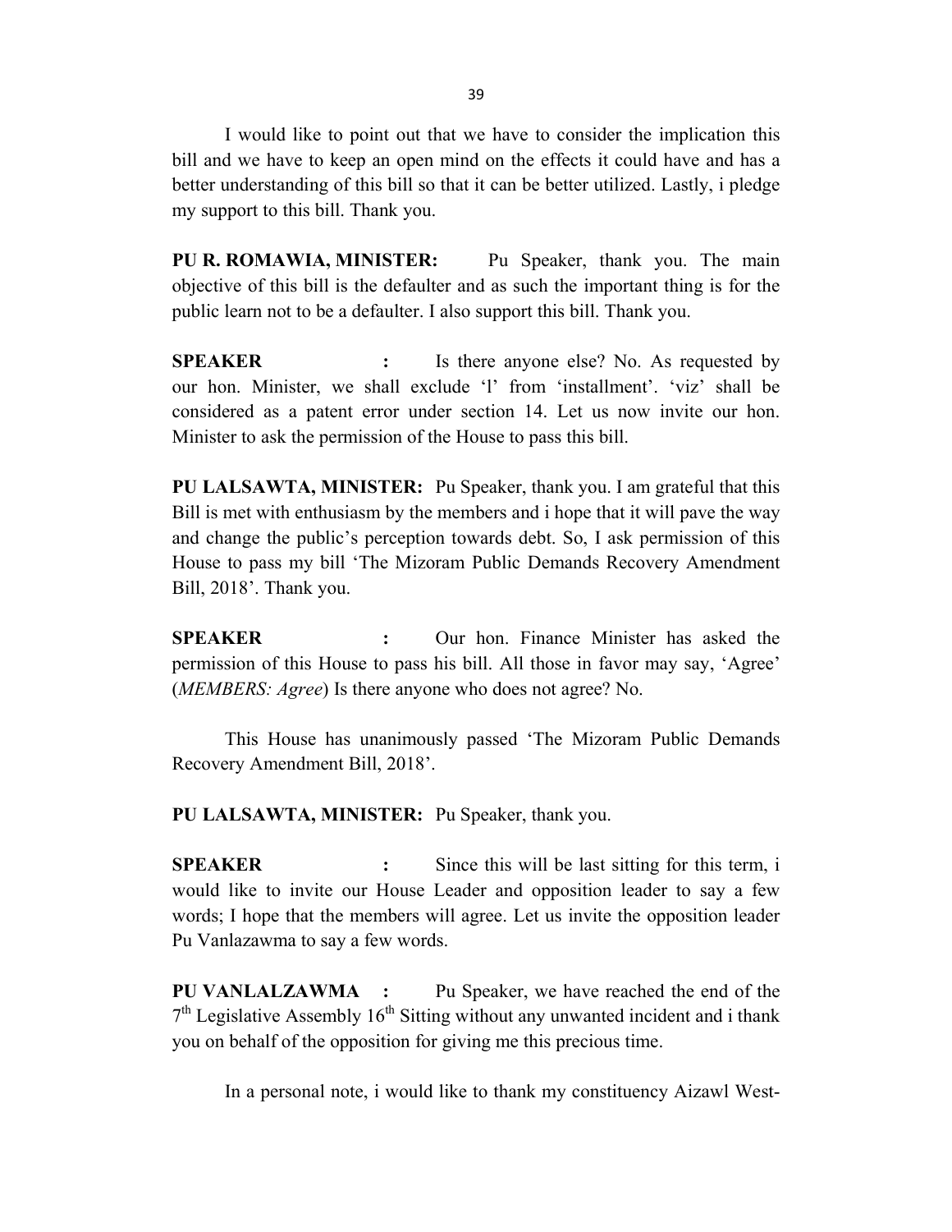I would like to point out that we have to consider the implication this bill and we have to keep an open mind on the effects it could have and has a better understanding of this bill so that it can be better utilized. Lastly, i pledge my support to this bill. Thank you.

**PU R. ROMAWIA, MINISTER:** Pu Speaker, thank you. The main objective of this bill is the defaulter and as such the important thing is for the public learn not to be a defaulter. I also support this bill. Thank you.

**SPEAKER :** Is there anyone else? No. As requested by our hon. Minister, we shall exclude 'l' from 'installment'. 'viz' shall be considered as a patent error under section 14. Let us now invite our hon. Minister to ask the permission of the House to pass this bill.

**PU LALSAWTA, MINISTER:** Pu Speaker, thank you. I am grateful that this Bill is met with enthusiasm by the members and i hope that it will pave the way and change the public's perception towards debt. So, I ask permission of this House to pass my bill 'The Mizoram Public Demands Recovery Amendment Bill, 2018'. Thank you.

**SPEAKER :** Our hon. Finance Minister has asked the permission of this House to pass his bill. All those in favor may say, 'Agree' (*MEMBERS: Agree*) Is there anyone who does not agree? No.

This House has unanimously passed 'The Mizoram Public Demands Recovery Amendment Bill, 2018'.

**PU LALSAWTA, MINISTER:** Pu Speaker, thank you.

**SPEAKER :** Since this will be last sitting for this term, i would like to invite our House Leader and opposition leader to say a few words; I hope that the members will agree. Let us invite the opposition leader Pu Vanlazawma to say a few words.

**PU VANLALZAWMA :** Pu Speaker, we have reached the end of the 7th Legislative Assembly 16th Sitting without any unwanted incident and i thank you on behalf of the opposition for giving me this precious time.

In a personal note, i would like to thank my constituency Aizawl West-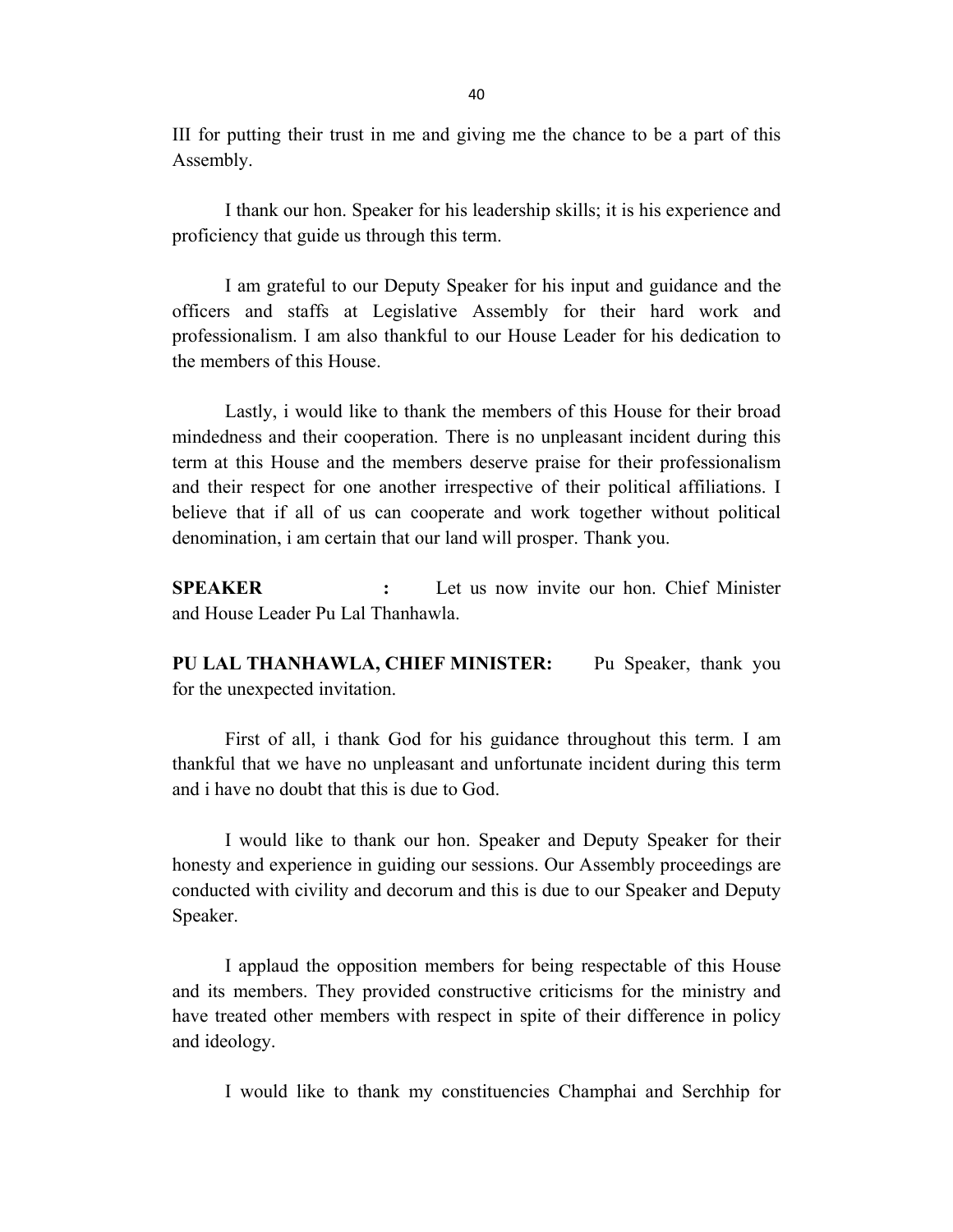III for putting their trust in me and giving me the chance to be a part of this Assembly.

I thank our hon. Speaker for his leadership skills; it is his experience and proficiency that guide us through this term.

I am grateful to our Deputy Speaker for his input and guidance and the officers and staffs at Legislative Assembly for their hard work and professionalism. I am also thankful to our House Leader for his dedication to the members of this House.

Lastly, i would like to thank the members of this House for their broad mindedness and their cooperation. There is no unpleasant incident during this term at this House and the members deserve praise for their professionalism and their respect for one another irrespective of their political affiliations. I believe that if all of us can cooperate and work together without political denomination, i am certain that our land will prosper. Thank you.

**SPEAKER :** Let us now invite our hon. Chief Minister and House Leader Pu Lal Thanhawla.

**PU LAL THANHAWLA, CHIEF MINISTER:** Pu Speaker, thank you for the unexpected invitation.

First of all, i thank God for his guidance throughout this term. I am thankful that we have no unpleasant and unfortunate incident during this term and i have no doubt that this is due to God.

I would like to thank our hon. Speaker and Deputy Speaker for their honesty and experience in guiding our sessions. Our Assembly proceedings are conducted with civility and decorum and this is due to our Speaker and Deputy Speaker.

I applaud the opposition members for being respectable of this House and its members. They provided constructive criticisms for the ministry and have treated other members with respect in spite of their difference in policy and ideology.

I would like to thank my constituencies Champhai and Serchhip for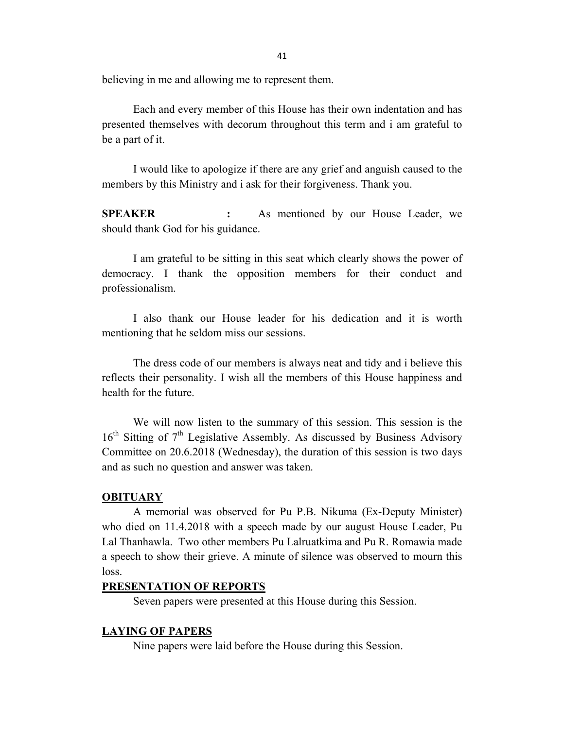believing in me and allowing me to represent them.

Each and every member of this House has their own indentation and has presented themselves with decorum throughout this term and i am grateful to be a part of it.

I would like to apologize if there are any grief and anguish caused to the members by this Ministry and i ask for their forgiveness. Thank you.

**SPEAKER :** As mentioned by our House Leader, we should thank God for his guidance.

I am grateful to be sitting in this seat which clearly shows the power of democracy. I thank the opposition members for their conduct and professionalism.

I also thank our House leader for his dedication and it is worth mentioning that he seldom miss our sessions.

The dress code of our members is always neat and tidy and i believe this reflects their personality. I wish all the members of this House happiness and health for the future.

We will now listen to the summary of this session. This session is the 16th Sitting of 7th Legislative Assembly. As discussed by Business Advisory Committee on 20.6.2018 (Wednesday), the duration of this session is two days and as such no question and answer was taken.

**OBITUARY**

A memorial was observed for Pu P.B. Nikuma (Ex-Deputy Minister) who died on 11.4.2018 with a speech made by our august House Leader, Pu Lal Thanhawla. Two other members Pu Lalruatkima and Pu R. Romawia made a speech to show their grieve. A minute of silence was observed to mourn this loss.

**PRESENTATION OF REPORTS**

Seven papers were presented at this House during this Session.

**LAYING OF PAPERS**

Nine papers were laid before the House during this Session.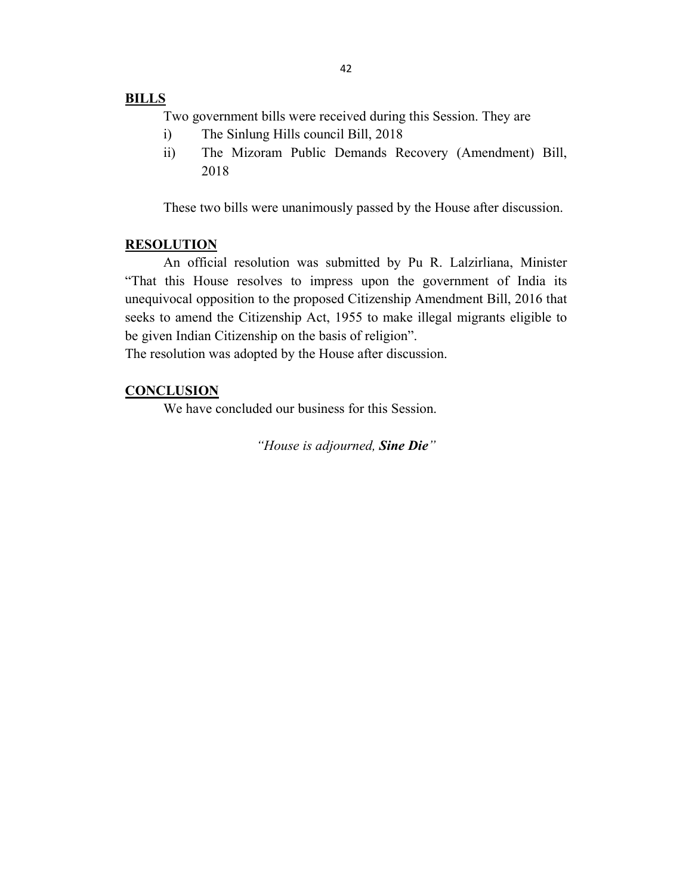**BILLS**

Two government bills were received during this Session. They are

i) The Sinlung Hills council Bill, 2018

ii) The Mizoram Public Demands Recovery (Amendment) Bill, 2018

These two bills were unanimously passed by the House after discussion.

**RESOLUTION**

An official resolution was submitted by Pu R. Lalzirliana, Minister "That this House resolves to impress upon the government of India its unequivocal opposition to the proposed Citizenship Amendment Bill, 2016 that seeks to amend the Citizenship Act, 1955 to make illegal migrants eligible to be given Indian Citizenship on the basis of religion".

The resolution was adopted by the House after discussion.

**CONCLUSION**

We have concluded our business for this Session.

*"House is adjourned, **Sine Die**"*